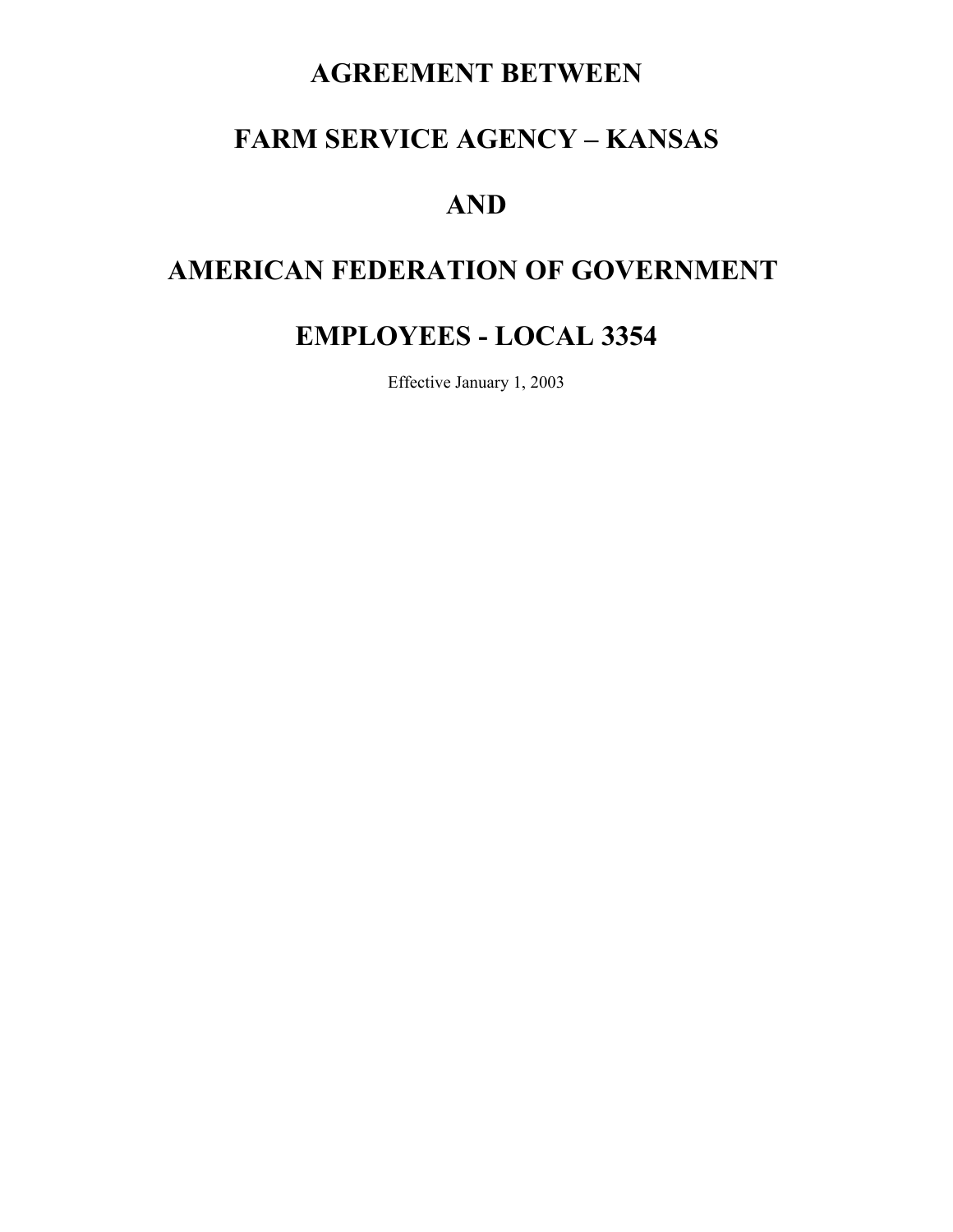# AGREEMENT BETWEEN

# FARM SERVICE AGENCY – KANSAS

# AND

# AMERICAN FEDERATION OF GOVERNMENT

# EMPLOYEES - LOCAL 3354

Effective January 1, 2003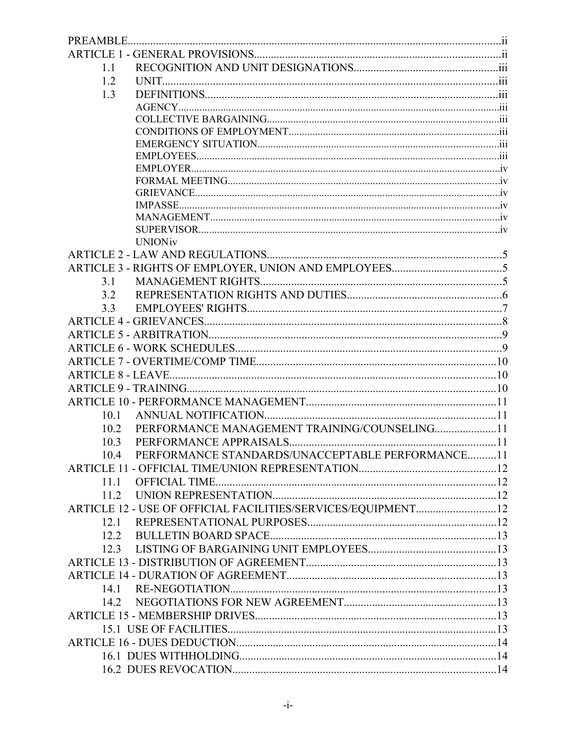PREAMBLE....................................................................................................................ii
ARTICLE 1 - GENERAL PROVISIONS.......................................................................................ii
- 1.1 RECOGNITION AND UNIT DESIGNATIONS..................................................iii
- 1.2 UNIT........................................................................................................iii
- 1.3 DEFINITIONS..........................................................................................iii
  - AGENCY.......................................................................................................iii
  - COLLECTIVE BARGAINING......................................................................iii
  - CONDITIONS OF EMPLOYMENT.............................................................iii
  - EMERGENCY SITUATION.........................................................................iii
  - EMPLOYEES................................................................................................iii
  - EMPLOYER..................................................................................................iv
  - FORMAL MEETING....................................................................................iv
  - GRIEVANCE.................................................................................................iv
  - IMPASSE.......................................................................................................iv
  - MANAGEMENT...........................................................................................iv
  - SUPERVISOR................................................................................................iv
  - UNION iv

ARTICLE 2 - LAW AND REGULATIONS....................................................................................5
ARTICLE 3 - RIGHTS OF EMPLOYER, UNION AND EMPLOYEES.......................................5
- 3.1 MANAGEMENT RIGHTS...........................................................................5
- 3.2 REPRESENTATION RIGHTS AND DUTIES.................................................6
- 3.3 EMPLOYEES' RIGHTS...............................................................................7

ARTICLE 4 - GRIEVANCES..........................................................................................................8
ARTICLE 5 - ARBITRATION.........................................................................................................9
ARTICLE 6 - WORK SCHEDULES................................................................................................9
ARTICLE 7 - OVERTIME/COMP TIME......................................................................................10
ARTICLE 8 - LEAVE....................................................................................................................10
ARTICLE 9 - TRAINING..............................................................................................................10
ARTICLE 10 - PERFORMANCE MANAGEMENT....................................................................11
- 10.1 ANNUAL NOTIFICATION.......................................................................11
- 10.2 PERFORMANCE MANAGEMENT TRAINING/COUNSELING......................11
- 10.3 PERFORMANCE APPRAISALS..................................................................11
- 10.4 PERFORMANCE STANDARDS/UNACCEPTABLE PERFORMANCE..........11

ARTICLE 11 - OFFICIAL TIME/UNION REPRESENTATION.................................................12
- 11.1 OFFICIAL TIME.........................................................................................12
- 11.2 UNION REPRESENTATION.......................................................................12

ARTICLE 12 - USE OF OFFICIAL FACILITIES/SERVICES/EQUIPMENT............................12
- 12.1 REPRESENTATIONAL PURPOSES..............................................................12
- 12.2 BULLETIN BOARD SPACE.........................................................................13
- 12.3 LISTING OF BARGAINING UNIT EMPLOYEES..........................................13

ARTICLE 13 - DISTRIBUTION OF AGREEMENT...................................................................13
ARTICLE 14 - DURATION OF AGREEMENT...........................................................................13
- 14.1 RE-NEGOTIATION.....................................................................................13
- 14.2 NEGOTIATIONS FOR NEW AGREEMENT..................................................13

ARTICLE 15 - MEMBERSHIP DRIVES......................................................................................13
- 15.1 USE OF FACILITIES.......................................................................................13

ARTICLE 16 - DUES DEDUCTION.............................................................................................14
- 16.1 DUES WITHHOLDING..................................................................................14
- 16.2 DUES REVOCATION.....................................................................................14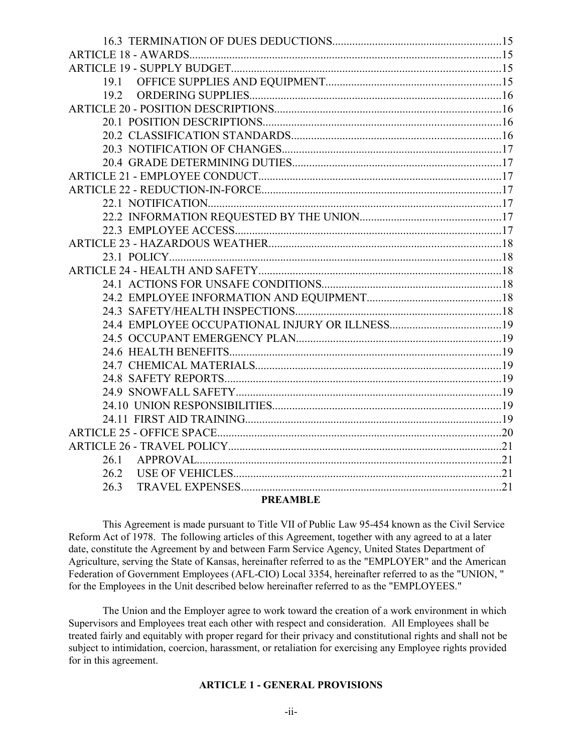16.3 TERMINATION OF DUES DEDUCTIONS....15

ARTICLE 18 - AWARDS....15

ARTICLE 19 - SUPPLY BUDGET....15

19.1 OFFICE SUPPLIES AND EQUIPMENT....15

19.2 ORDERING SUPPLIES....16

ARTICLE 20 - POSITION DESCRIPTIONS....16

20.1 POSITION DESCRIPTIONS....16

20.2 CLASSIFICATION STANDARDS....16

20.3 NOTIFICATION OF CHANGES....17

20.4 GRADE DETERMINING DUTIES....17

ARTICLE 21 - EMPLOYEE CONDUCT....17

ARTICLE 22 - REDUCTION-IN-FORCE....17

22.1 NOTIFICATION....17

22.2 INFORMATION REQUESTED BY THE UNION....17

22.3 EMPLOYEE ACCESS....17

ARTICLE 23 - HAZARDOUS WEATHER....18

23.1 POLICY....18

ARTICLE 24 - HEALTH AND SAFETY....18

24.1 ACTIONS FOR UNSAFE CONDITIONS....18

24.2 EMPLOYEE INFORMATION AND EQUIPMENT....18

24.3 SAFETY/HEALTH INSPECTIONS....18

24.4 EMPLOYEE OCCUPATIONAL INJURY OR ILLNESS....19

24.5 OCCUPANT EMERGENCY PLAN....19

24.6 HEALTH BENEFITS....19

24.7 CHEMICAL MATERIALS....19

24.8 SAFETY REPORTS....19

24.9 SNOWFALL SAFETY....19

24.10 UNION RESPONSIBILITIES....19

24.11 FIRST AID TRAINING....19

ARTICLE 25 - OFFICE SPACE....20

ARTICLE 26 - TRAVEL POLICY....21

26.1 APPROVAL....21

26.2 USE OF VEHICLES....21

26.3 TRAVEL EXPENSES....21

## PREAMBLE

This Agreement is made pursuant to Title VII of Public Law 95-454 known as the Civil Service Reform Act of 1978. The following articles of this Agreement, together with any agreed to at a later date, constitute the Agreement by and between Farm Service Agency, United States Department of Agriculture, serving the State of Kansas, hereinafter referred to as the "EMPLOYER" and the American Federation of Government Employees (AFL-CIO) Local 3354, hereinafter referred to as the "UNION, " for the Employees in the Unit described below hereinafter referred to as the "EMPLOYEES."

The Union and the Employer agree to work toward the creation of a work environment in which Supervisors and Employees treat each other with respect and consideration. All Employees shall be treated fairly and equitably with proper regard for their privacy and constitutional rights and shall not be subject to intimidation, coercion, harassment, or retaliation for exercising any Employee rights provided for in this agreement.

## ARTICLE 1 - GENERAL PROVISIONS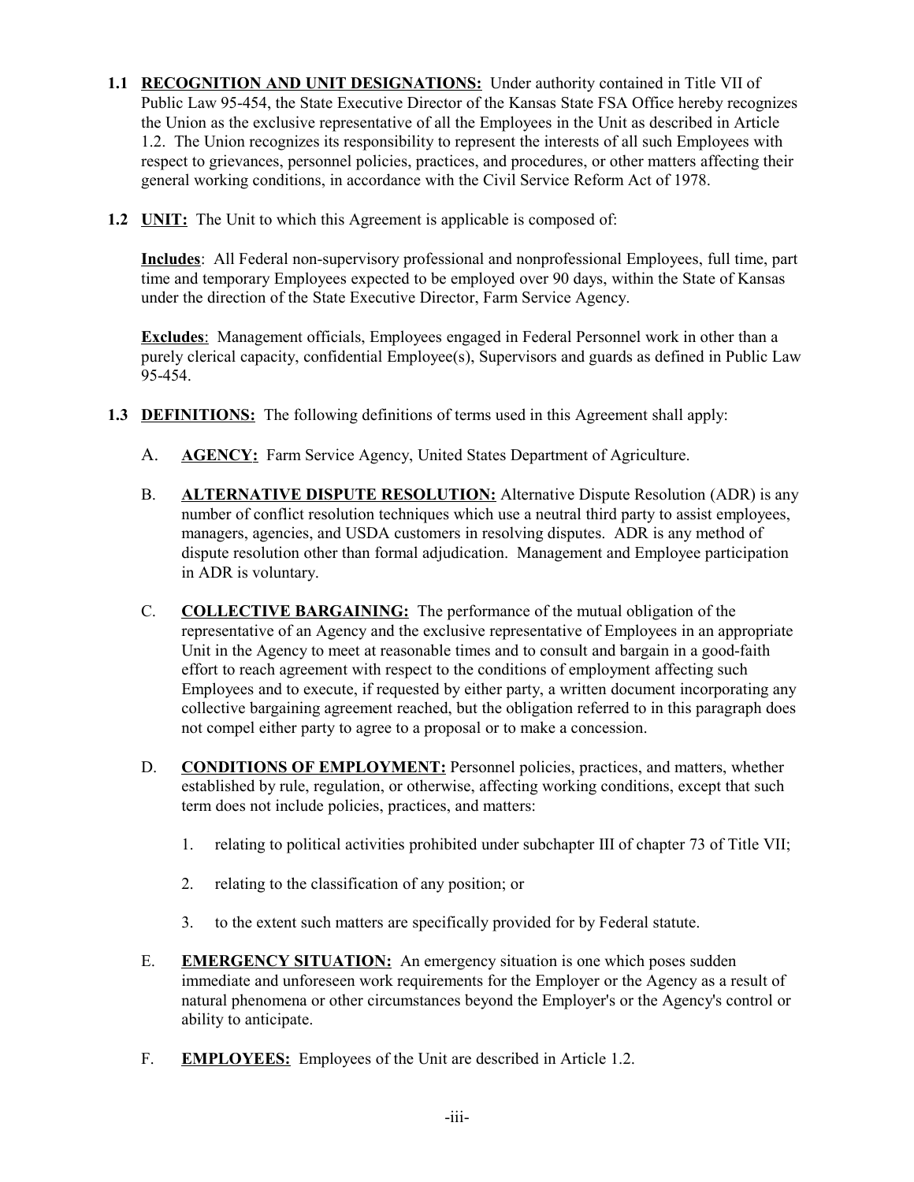**1.1 RECOGNITION AND UNIT DESIGNATIONS:** Under authority contained in Title VII of Public Law 95-454, the State Executive Director of the Kansas State FSA Office hereby recognizes the Union as the exclusive representative of all the Employees in the Unit as described in Article 1.2. The Union recognizes its responsibility to represent the interests of all such Employees with respect to grievances, personnel policies, practices, and procedures, or other matters affecting their general working conditions, in accordance with the Civil Service Reform Act of 1978.

**1.2 UNIT:** The Unit to which this Agreement is applicable is composed of:

**Includes**: All Federal non-supervisory professional and nonprofessional Employees, full time, part time and temporary Employees expected to be employed over 90 days, within the State of Kansas under the direction of the State Executive Director, Farm Service Agency.

**Excludes**: Management officials, Employees engaged in Federal Personnel work in other than a purely clerical capacity, confidential Employee(s), Supervisors and guards as defined in Public Law 95-454.

**1.3 DEFINITIONS:** The following definitions of terms used in this Agreement shall apply:

A. **AGENCY:** Farm Service Agency, United States Department of Agriculture.

B. **ALTERNATIVE DISPUTE RESOLUTION:** Alternative Dispute Resolution (ADR) is any number of conflict resolution techniques which use a neutral third party to assist employees, managers, agencies, and USDA customers in resolving disputes. ADR is any method of dispute resolution other than formal adjudication. Management and Employee participation in ADR is voluntary.

C. **COLLECTIVE BARGAINING:** The performance of the mutual obligation of the representative of an Agency and the exclusive representative of Employees in an appropriate Unit in the Agency to meet at reasonable times and to consult and bargain in a good-faith effort to reach agreement with respect to the conditions of employment affecting such Employees and to execute, if requested by either party, a written document incorporating any collective bargaining agreement reached, but the obligation referred to in this paragraph does not compel either party to agree to a proposal or to make a concession.

D. **CONDITIONS OF EMPLOYMENT:** Personnel policies, practices, and matters, whether established by rule, regulation, or otherwise, affecting working conditions, except that such term does not include policies, practices, and matters:

1. relating to political activities prohibited under subchapter III of chapter 73 of Title VII;
2. relating to the classification of any position; or
3. to the extent such matters are specifically provided for by Federal statute.

E. **EMERGENCY SITUATION:** An emergency situation is one which poses sudden immediate and unforeseen work requirements for the Employer or the Agency as a result of natural phenomena or other circumstances beyond the Employer's or the Agency's control or ability to anticipate.

F. **EMPLOYEES:** Employees of the Unit are described in Article 1.2.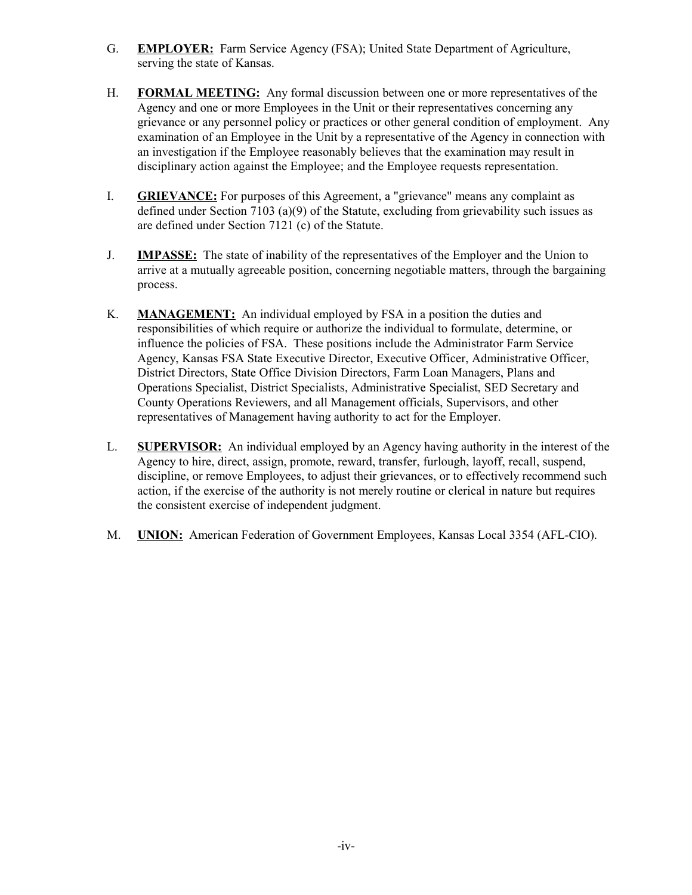G. **EMPLOYER:** Farm Service Agency (FSA); United State Department of Agriculture, serving the state of Kansas.

H. **FORMAL MEETING:** Any formal discussion between one or more representatives of the Agency and one or more Employees in the Unit or their representatives concerning any grievance or any personnel policy or practices or other general condition of employment. Any examination of an Employee in the Unit by a representative of the Agency in connection with an investigation if the Employee reasonably believes that the examination may result in disciplinary action against the Employee; and the Employee requests representation.

I. **GRIEVANCE:** For purposes of this Agreement, a "grievance" means any complaint as defined under Section 7103 (a)(9) of the Statute, excluding from grievability such issues as are defined under Section 7121 (c) of the Statute.

J. **IMPASSE:** The state of inability of the representatives of the Employer and the Union to arrive at a mutually agreeable position, concerning negotiable matters, through the bargaining process.

K. **MANAGEMENT:** An individual employed by FSA in a position the duties and responsibilities of which require or authorize the individual to formulate, determine, or influence the policies of FSA. These positions include the Administrator Farm Service Agency, Kansas FSA State Executive Director, Executive Officer, Administrative Officer, District Directors, State Office Division Directors, Farm Loan Managers, Plans and Operations Specialist, District Specialists, Administrative Specialist, SED Secretary and County Operations Reviewers, and all Management officials, Supervisors, and other representatives of Management having authority to act for the Employer.

L. **SUPERVISOR:** An individual employed by an Agency having authority in the interest of the Agency to hire, direct, assign, promote, reward, transfer, furlough, layoff, recall, suspend, discipline, or remove Employees, to adjust their grievances, or to effectively recommend such action, if the exercise of the authority is not merely routine or clerical in nature but requires the consistent exercise of independent judgment.

M. **UNION:** American Federation of Government Employees, Kansas Local 3354 (AFL-CIO).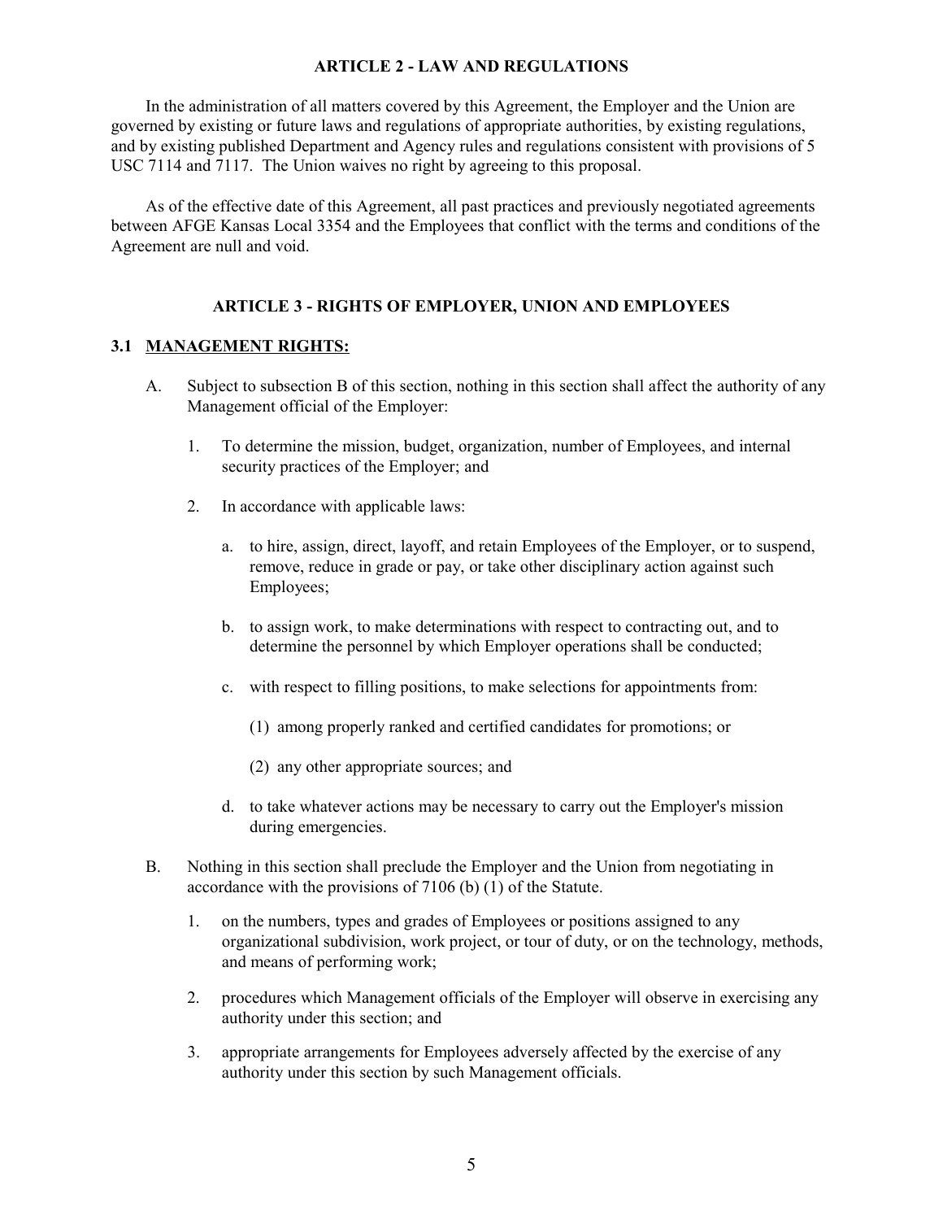## ARTICLE 2 - LAW AND REGULATIONS

In the administration of all matters covered by this Agreement, the Employer and the Union are governed by existing or future laws and regulations of appropriate authorities, by existing regulations, and by existing published Department and Agency rules and regulations consistent with provisions of 5 USC 7114 and 7117. The Union waives no right by agreeing to this proposal.

As of the effective date of this Agreement, all past practices and previously negotiated agreements between AFGE Kansas Local 3354 and the Employees that conflict with the terms and conditions of the Agreement are null and void.

## ARTICLE 3 - RIGHTS OF EMPLOYER, UNION AND EMPLOYEES

### 3.1 MANAGEMENT RIGHTS:

A. Subject to subsection B of this section, nothing in this section shall affect the authority of any Management official of the Employer:

  1. To determine the mission, budget, organization, number of Employees, and internal security practices of the Employer; and

  2. In accordance with applicable laws:

     a. to hire, assign, direct, layoff, and retain Employees of the Employer, or to suspend, remove, reduce in grade or pay, or take other disciplinary action against such Employees;

     b. to assign work, to make determinations with respect to contracting out, and to determine the personnel by which Employer operations shall be conducted;

     c. with respect to filling positions, to make selections for appointments from:

        (1) among properly ranked and certified candidates for promotions; or

        (2) any other appropriate sources; and

     d. to take whatever actions may be necessary to carry out the Employer's mission during emergencies.

B. Nothing in this section shall preclude the Employer and the Union from negotiating in accordance with the provisions of 7106 (b) (1) of the Statute.

  1. on the numbers, types and grades of Employees or positions assigned to any organizational subdivision, work project, or tour of duty, or on the technology, methods, and means of performing work;

  2. procedures which Management officials of the Employer will observe in exercising any authority under this section; and

  3. appropriate arrangements for Employees adversely affected by the exercise of any authority under this section by such Management officials.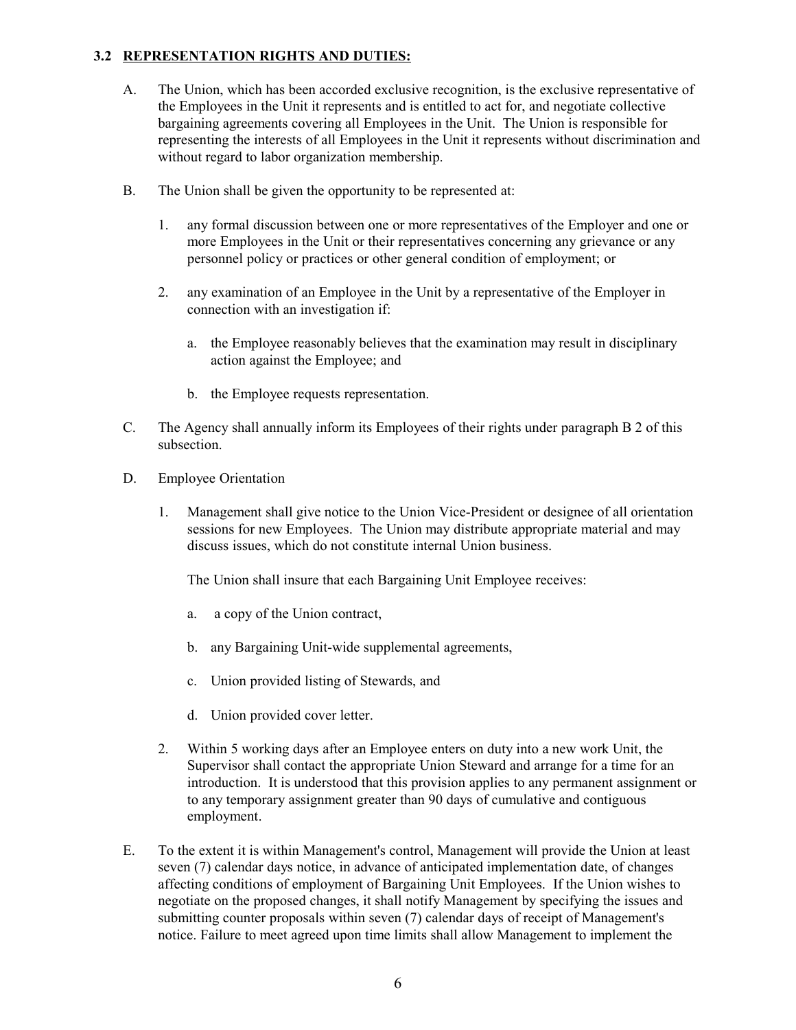### 3.2 REPRESENTATION RIGHTS AND DUTIES:

A. The Union, which has been accorded exclusive recognition, is the exclusive representative of the Employees in the Unit it represents and is entitled to act for, and negotiate collective bargaining agreements covering all Employees in the Unit. The Union is responsible for representing the interests of all Employees in the Unit it represents without discrimination and without regard to labor organization membership.

B. The Union shall be given the opportunity to be represented at:

1. any formal discussion between one or more representatives of the Employer and one or more Employees in the Unit or their representatives concerning any grievance or any personnel policy or practices or other general condition of employment; or

2. any examination of an Employee in the Unit by a representative of the Employer in connection with an investigation if:

   a. the Employee reasonably believes that the examination may result in disciplinary action against the Employee; and

   b. the Employee requests representation.

C. The Agency shall annually inform its Employees of their rights under paragraph B 2 of this subsection.

D. Employee Orientation

1. Management shall give notice to the Union Vice-President or designee of all orientation sessions for new Employees. The Union may distribute appropriate material and may discuss issues, which do not constitute internal Union business.

   The Union shall insure that each Bargaining Unit Employee receives:

   a. a copy of the Union contract,

   b. any Bargaining Unit-wide supplemental agreements,

   c. Union provided listing of Stewards, and

   d. Union provided cover letter.

2. Within 5 working days after an Employee enters on duty into a new work Unit, the Supervisor shall contact the appropriate Union Steward and arrange for a time for an introduction. It is understood that this provision applies to any permanent assignment or to any temporary assignment greater than 90 days of cumulative and contiguous employment.

E. To the extent it is within Management's control, Management will provide the Union at least seven (7) calendar days notice, in advance of anticipated implementation date, of changes affecting conditions of employment of Bargaining Unit Employees. If the Union wishes to negotiate on the proposed changes, it shall notify Management by specifying the issues and submitting counter proposals within seven (7) calendar days of receipt of Management's notice. Failure to meet agreed upon time limits shall allow Management to implement the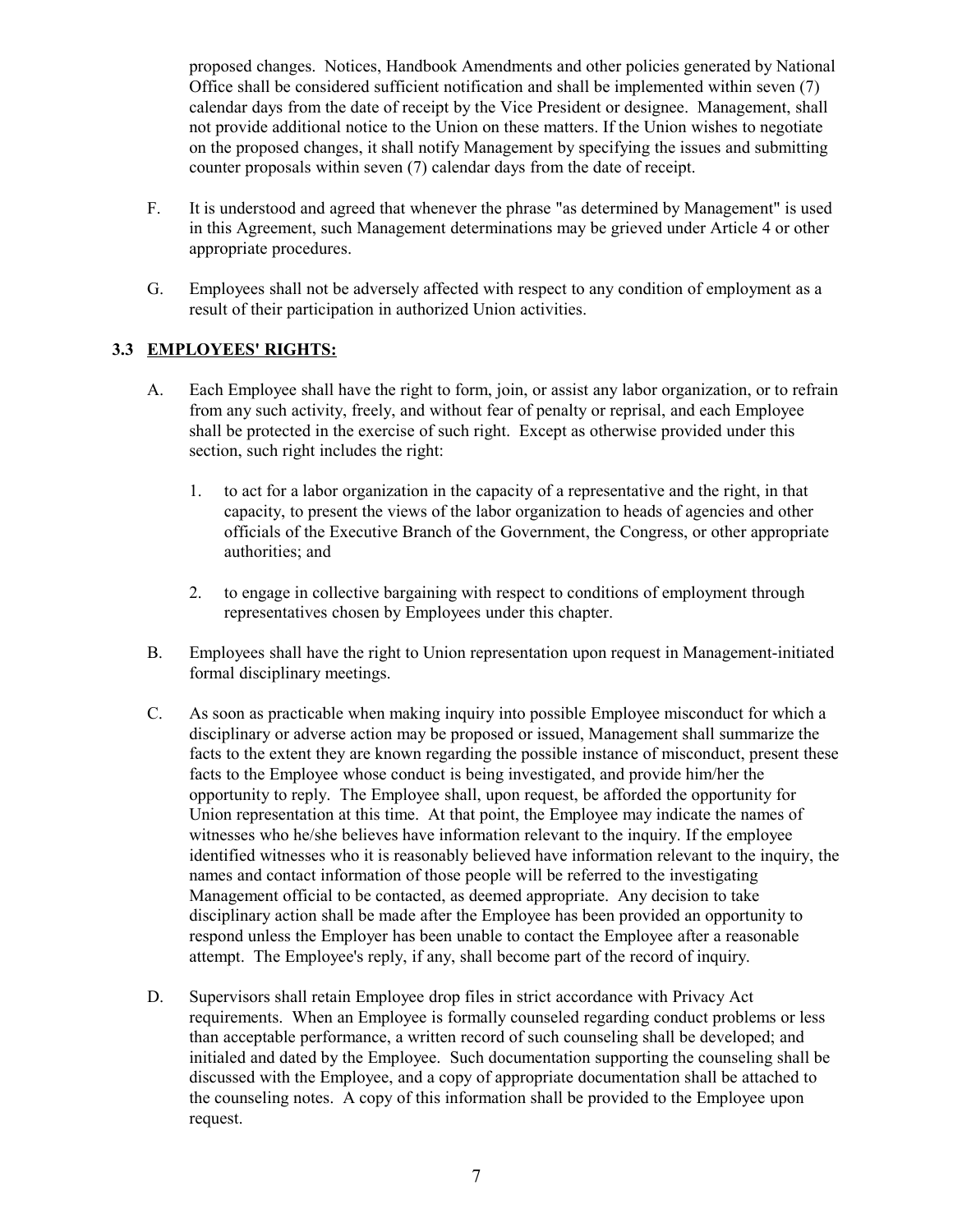proposed changes. Notices, Handbook Amendments and other policies generated by National Office shall be considered sufficient notification and shall be implemented within seven (7) calendar days from the date of receipt by the Vice President or designee. Management, shall not provide additional notice to the Union on these matters. If the Union wishes to negotiate on the proposed changes, it shall notify Management by specifying the issues and submitting counter proposals within seven (7) calendar days from the date of receipt.

F. It is understood and agreed that whenever the phrase "as determined by Management" is used in this Agreement, such Management determinations may be grieved under Article 4 or other appropriate procedures.

G. Employees shall not be adversely affected with respect to any condition of employment as a result of their participation in authorized Union activities.

### 3.3 <u>EMPLOYEES' RIGHTS:</u>

A. Each Employee shall have the right to form, join, or assist any labor organization, or to refrain from any such activity, freely, and without fear of penalty or reprisal, and each Employee shall be protected in the exercise of such right. Except as otherwise provided under this section, such right includes the right:

1. to act for a labor organization in the capacity of a representative and the right, in that capacity, to present the views of the labor organization to heads of agencies and other officials of the Executive Branch of the Government, the Congress, or other appropriate authorities; and

2. to engage in collective bargaining with respect to conditions of employment through representatives chosen by Employees under this chapter.

B. Employees shall have the right to Union representation upon request in Management-initiated formal disciplinary meetings.

C. As soon as practicable when making inquiry into possible Employee misconduct for which a disciplinary or adverse action may be proposed or issued, Management shall summarize the facts to the extent they are known regarding the possible instance of misconduct, present these facts to the Employee whose conduct is being investigated, and provide him/her the opportunity to reply. The Employee shall, upon request, be afforded the opportunity for Union representation at this time. At that point, the Employee may indicate the names of witnesses who he/she believes have information relevant to the inquiry. If the employee identified witnesses who it is reasonably believed have information relevant to the inquiry, the names and contact information of those people will be referred to the investigating Management official to be contacted, as deemed appropriate. Any decision to take disciplinary action shall be made after the Employee has been provided an opportunity to respond unless the Employer has been unable to contact the Employee after a reasonable attempt. The Employee's reply, if any, shall become part of the record of inquiry.

D. Supervisors shall retain Employee drop files in strict accordance with Privacy Act requirements. When an Employee is formally counseled regarding conduct problems or less than acceptable performance, a written record of such counseling shall be developed; and initialed and dated by the Employee. Such documentation supporting the counseling shall be discussed with the Employee, and a copy of appropriate documentation shall be attached to the counseling notes. A copy of this information shall be provided to the Employee upon request.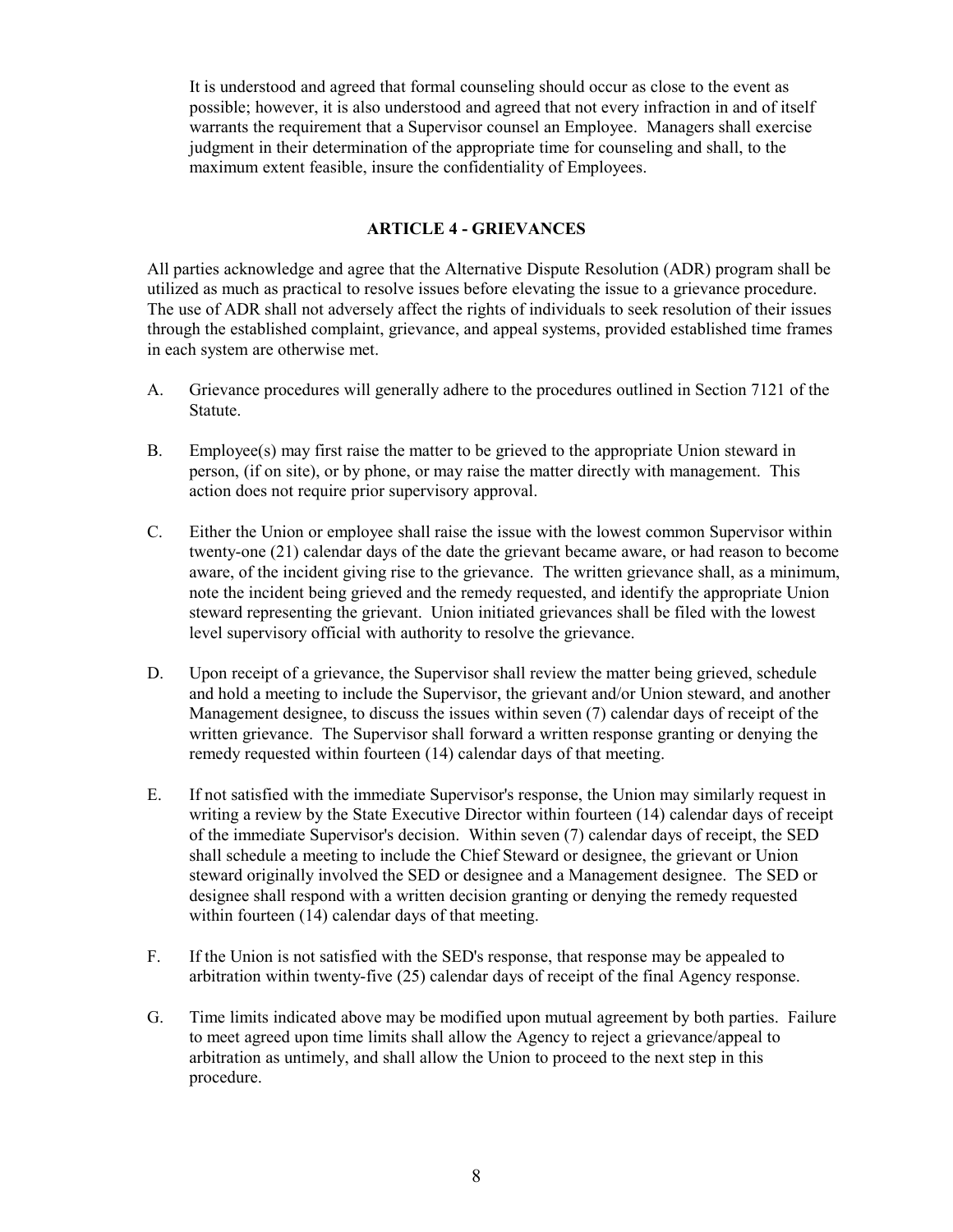It is understood and agreed that formal counseling should occur as close to the event as possible; however, it is also understood and agreed that not every infraction in and of itself warrants the requirement that a Supervisor counsel an Employee. Managers shall exercise judgment in their determination of the appropriate time for counseling and shall, to the maximum extent feasible, insure the confidentiality of Employees.

## ARTICLE 4 - GRIEVANCES

All parties acknowledge and agree that the Alternative Dispute Resolution (ADR) program shall be utilized as much as practical to resolve issues before elevating the issue to a grievance procedure. The use of ADR shall not adversely affect the rights of individuals to seek resolution of their issues through the established complaint, grievance, and appeal systems, provided established time frames in each system are otherwise met.

A. Grievance procedures will generally adhere to the procedures outlined in Section 7121 of the Statute.

B. Employee(s) may first raise the matter to be grieved to the appropriate Union steward in person, (if on site), or by phone, or may raise the matter directly with management. This action does not require prior supervisory approval.

C. Either the Union or employee shall raise the issue with the lowest common Supervisor within twenty-one (21) calendar days of the date the grievant became aware, or had reason to become aware, of the incident giving rise to the grievance. The written grievance shall, as a minimum, note the incident being grieved and the remedy requested, and identify the appropriate Union steward representing the grievant. Union initiated grievances shall be filed with the lowest level supervisory official with authority to resolve the grievance.

D. Upon receipt of a grievance, the Supervisor shall review the matter being grieved, schedule and hold a meeting to include the Supervisor, the grievant and/or Union steward, and another Management designee, to discuss the issues within seven (7) calendar days of receipt of the written grievance. The Supervisor shall forward a written response granting or denying the remedy requested within fourteen (14) calendar days of that meeting.

E. If not satisfied with the immediate Supervisor's response, the Union may similarly request in writing a review by the State Executive Director within fourteen (14) calendar days of receipt of the immediate Supervisor's decision. Within seven (7) calendar days of receipt, the SED shall schedule a meeting to include the Chief Steward or designee, the grievant or Union steward originally involved the SED or designee and a Management designee. The SED or designee shall respond with a written decision granting or denying the remedy requested within fourteen (14) calendar days of that meeting.

F. If the Union is not satisfied with the SED's response, that response may be appealed to arbitration within twenty-five (25) calendar days of receipt of the final Agency response.

G. Time limits indicated above may be modified upon mutual agreement by both parties. Failure to meet agreed upon time limits shall allow the Agency to reject a grievance/appeal to arbitration as untimely, and shall allow the Union to proceed to the next step in this procedure.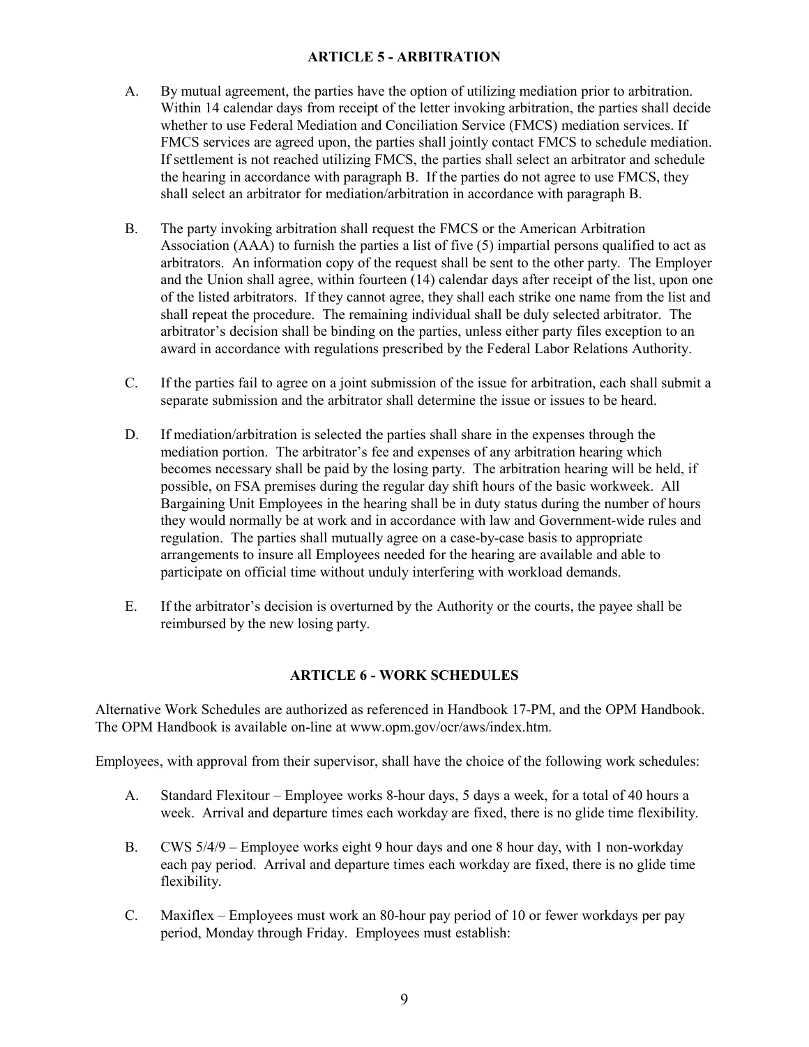## ARTICLE 5 - ARBITRATION

A. By mutual agreement, the parties have the option of utilizing mediation prior to arbitration. Within 14 calendar days from receipt of the letter invoking arbitration, the parties shall decide whether to use Federal Mediation and Conciliation Service (FMCS) mediation services. If FMCS services are agreed upon, the parties shall jointly contact FMCS to schedule mediation. If settlement is not reached utilizing FMCS, the parties shall select an arbitrator and schedule the hearing in accordance with paragraph B. If the parties do not agree to use FMCS, they shall select an arbitrator for mediation/arbitration in accordance with paragraph B.

B. The party invoking arbitration shall request the FMCS or the American Arbitration Association (AAA) to furnish the parties a list of five (5) impartial persons qualified to act as arbitrators. An information copy of the request shall be sent to the other party. The Employer and the Union shall agree, within fourteen (14) calendar days after receipt of the list, upon one of the listed arbitrators. If they cannot agree, they shall each strike one name from the list and shall repeat the procedure. The remaining individual shall be duly selected arbitrator. The arbitrator's decision shall be binding on the parties, unless either party files exception to an award in accordance with regulations prescribed by the Federal Labor Relations Authority.

C. If the parties fail to agree on a joint submission of the issue for arbitration, each shall submit a separate submission and the arbitrator shall determine the issue or issues to be heard.

D. If mediation/arbitration is selected the parties shall share in the expenses through the mediation portion. The arbitrator's fee and expenses of any arbitration hearing which becomes necessary shall be paid by the losing party. The arbitration hearing will be held, if possible, on FSA premises during the regular day shift hours of the basic workweek. All Bargaining Unit Employees in the hearing shall be in duty status during the number of hours they would normally be at work and in accordance with law and Government-wide rules and regulation. The parties shall mutually agree on a case-by-case basis to appropriate arrangements to insure all Employees needed for the hearing are available and able to participate on official time without unduly interfering with workload demands.

E. If the arbitrator's decision is overturned by the Authority or the courts, the payee shall be reimbursed by the new losing party.

## ARTICLE 6 - WORK SCHEDULES

Alternative Work Schedules are authorized as referenced in Handbook 17-PM, and the OPM Handbook. The OPM Handbook is available on-line at www.opm.gov/ocr/aws/index.htm.

Employees, with approval from their supervisor, shall have the choice of the following work schedules:

A. Standard Flexitour – Employee works 8-hour days, 5 days a week, for a total of 40 hours a week. Arrival and departure times each workday are fixed, there is no glide time flexibility.

B. CWS 5/4/9 – Employee works eight 9 hour days and one 8 hour day, with 1 non-workday each pay period. Arrival and departure times each workday are fixed, there is no glide time flexibility.

C. Maxiflex – Employees must work an 80-hour pay period of 10 or fewer workdays per pay period, Monday through Friday. Employees must establish: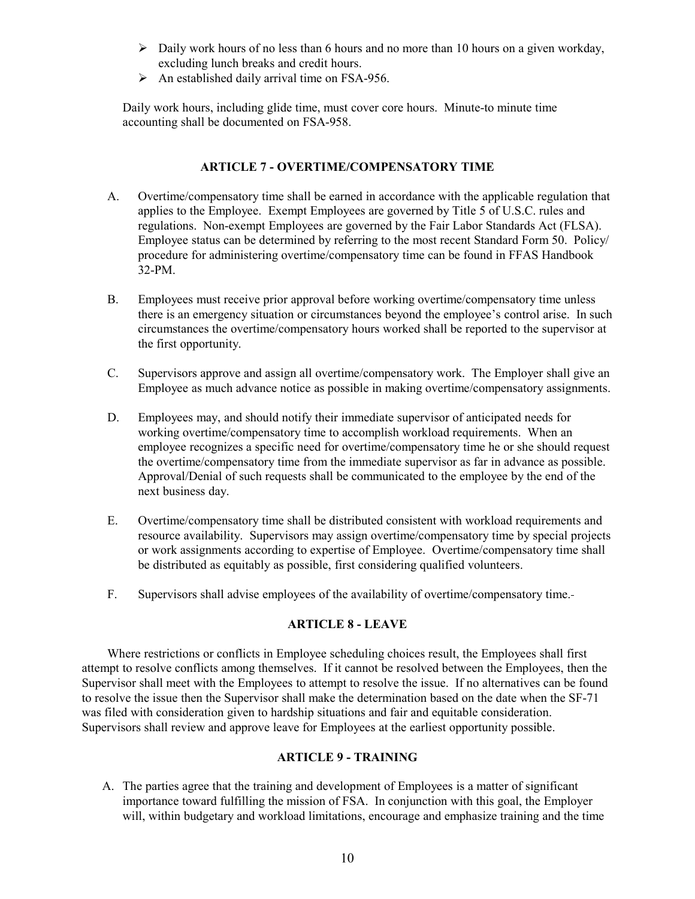- Daily work hours of no less than 6 hours and no more than 10 hours on a given workday, excluding lunch breaks and credit hours.
- An established daily arrival time on FSA-956.

Daily work hours, including glide time, must cover core hours. Minute-to minute time accounting shall be documented on FSA-958.

## ARTICLE 7 - OVERTIME/COMPENSATORY TIME

A. Overtime/compensatory time shall be earned in accordance with the applicable regulation that applies to the Employee. Exempt Employees are governed by Title 5 of U.S.C. rules and regulations. Non-exempt Employees are governed by the Fair Labor Standards Act (FLSA). Employee status can be determined by referring to the most recent Standard Form 50. Policy/ procedure for administering overtime/compensatory time can be found in FFAS Handbook 32-PM.

B. Employees must receive prior approval before working overtime/compensatory time unless there is an emergency situation or circumstances beyond the employee's control arise. In such circumstances the overtime/compensatory hours worked shall be reported to the supervisor at the first opportunity.

C. Supervisors approve and assign all overtime/compensatory work. The Employer shall give an Employee as much advance notice as possible in making overtime/compensatory assignments.

D. Employees may, and should notify their immediate supervisor of anticipated needs for working overtime/compensatory time to accomplish workload requirements. When an employee recognizes a specific need for overtime/compensatory time he or she should request the overtime/compensatory time from the immediate supervisor as far in advance as possible. Approval/Denial of such requests shall be communicated to the employee by the end of the next business day.

E. Overtime/compensatory time shall be distributed consistent with workload requirements and resource availability. Supervisors may assign overtime/compensatory time by special projects or work assignments according to expertise of Employee. Overtime/compensatory time shall be distributed as equitably as possible, first considering qualified volunteers.

F. Supervisors shall advise employees of the availability of overtime/compensatory time.

## ARTICLE 8 - LEAVE

Where restrictions or conflicts in Employee scheduling choices result, the Employees shall first attempt to resolve conflicts among themselves. If it cannot be resolved between the Employees, then the Supervisor shall meet with the Employees to attempt to resolve the issue. If no alternatives can be found to resolve the issue then the Supervisor shall make the determination based on the date when the SF-71 was filed with consideration given to hardship situations and fair and equitable consideration. Supervisors shall review and approve leave for Employees at the earliest opportunity possible.

## ARTICLE 9 - TRAINING

A. The parties agree that the training and development of Employees is a matter of significant importance toward fulfilling the mission of FSA. In conjunction with this goal, the Employer will, within budgetary and workload limitations, encourage and emphasize training and the time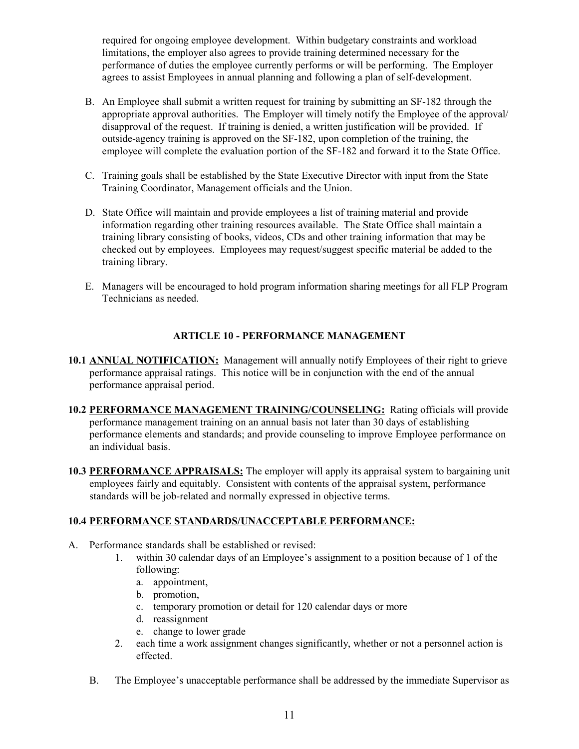required for ongoing employee development. Within budgetary constraints and workload limitations, the employer also agrees to provide training determined necessary for the performance of duties the employee currently performs or will be performing. The Employer agrees to assist Employees in annual planning and following a plan of self-development.

B. An Employee shall submit a written request for training by submitting an SF-182 through the appropriate approval authorities. The Employer will timely notify the Employee of the approval/ disapproval of the request. If training is denied, a written justification will be provided. If outside-agency training is approved on the SF-182, upon completion of the training, the employee will complete the evaluation portion of the SF-182 and forward it to the State Office.

C. Training goals shall be established by the State Executive Director with input from the State Training Coordinator, Management officials and the Union.

D. State Office will maintain and provide employees a list of training material and provide information regarding other training resources available. The State Office shall maintain a training library consisting of books, videos, CDs and other training information that may be checked out by employees. Employees may request/suggest specific material be added to the training library.

E. Managers will be encouraged to hold program information sharing meetings for all FLP Program Technicians as needed.

## ARTICLE 10 - PERFORMANCE MANAGEMENT

**10.1 ANNUAL NOTIFICATION:** Management will annually notify Employees of their right to grieve performance appraisal ratings. This notice will be in conjunction with the end of the annual performance appraisal period.

**10.2 PERFORMANCE MANAGEMENT TRAINING/COUNSELING:** Rating officials will provide performance management training on an annual basis not later than 30 days of establishing performance elements and standards; and provide counseling to improve Employee performance on an individual basis.

**10.3 PERFORMANCE APPRAISALS:** The employer will apply its appraisal system to bargaining unit employees fairly and equitably. Consistent with contents of the appraisal system, performance standards will be job-related and normally expressed in objective terms.

**10.4 PERFORMANCE STANDARDS/UNACCEPTABLE PERFORMANCE:**

A. Performance standards shall be established or revised:
   1. within 30 calendar days of an Employee's assignment to a position because of 1 of the following:
      a. appointment,
      b. promotion,
      c. temporary promotion or detail for 120 calendar days or more
      d. reassignment
      e. change to lower grade
   2. each time a work assignment changes significantly, whether or not a personnel action is effected.

B. The Employee's unacceptable performance shall be addressed by the immediate Supervisor as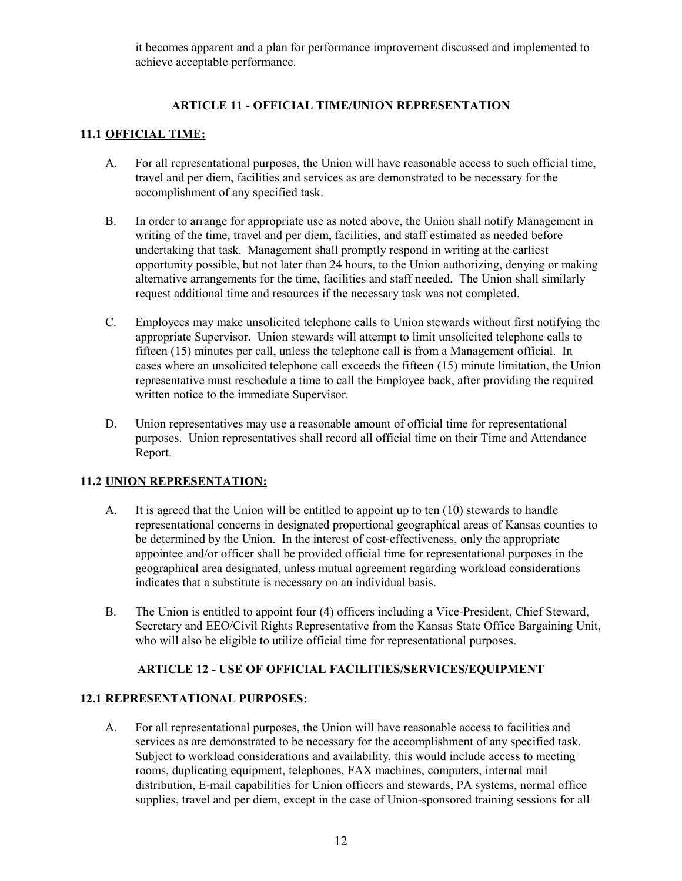it becomes apparent and a plan for performance improvement discussed and implemented to achieve acceptable performance.

## ARTICLE 11 - OFFICIAL TIME/UNION REPRESENTATION

### 11.1 OFFICIAL TIME:

A. For all representational purposes, the Union will have reasonable access to such official time, travel and per diem, facilities and services as are demonstrated to be necessary for the accomplishment of any specified task.

B. In order to arrange for appropriate use as noted above, the Union shall notify Management in writing of the time, travel and per diem, facilities, and staff estimated as needed before undertaking that task. Management shall promptly respond in writing at the earliest opportunity possible, but not later than 24 hours, to the Union authorizing, denying or making alternative arrangements for the time, facilities and staff needed. The Union shall similarly request additional time and resources if the necessary task was not completed.

C. Employees may make unsolicited telephone calls to Union stewards without first notifying the appropriate Supervisor. Union stewards will attempt to limit unsolicited telephone calls to fifteen (15) minutes per call, unless the telephone call is from a Management official. In cases where an unsolicited telephone call exceeds the fifteen (15) minute limitation, the Union representative must reschedule a time to call the Employee back, after providing the required written notice to the immediate Supervisor.

D. Union representatives may use a reasonable amount of official time for representational purposes. Union representatives shall record all official time on their Time and Attendance Report.

### 11.2 UNION REPRESENTATION:

A. It is agreed that the Union will be entitled to appoint up to ten (10) stewards to handle representational concerns in designated proportional geographical areas of Kansas counties to be determined by the Union. In the interest of cost-effectiveness, only the appropriate appointee and/or officer shall be provided official time for representational purposes in the geographical area designated, unless mutual agreement regarding workload considerations indicates that a substitute is necessary on an individual basis.

B. The Union is entitled to appoint four (4) officers including a Vice-President, Chief Steward, Secretary and EEO/Civil Rights Representative from the Kansas State Office Bargaining Unit, who will also be eligible to utilize official time for representational purposes.

## ARTICLE 12 - USE OF OFFICIAL FACILITIES/SERVICES/EQUIPMENT

### 12.1 REPRESENTATIONAL PURPOSES:

A. For all representational purposes, the Union will have reasonable access to facilities and services as are demonstrated to be necessary for the accomplishment of any specified task. Subject to workload considerations and availability, this would include access to meeting rooms, duplicating equipment, telephones, FAX machines, computers, internal mail distribution, E-mail capabilities for Union officers and stewards, PA systems, normal office supplies, travel and per diem, except in the case of Union-sponsored training sessions for all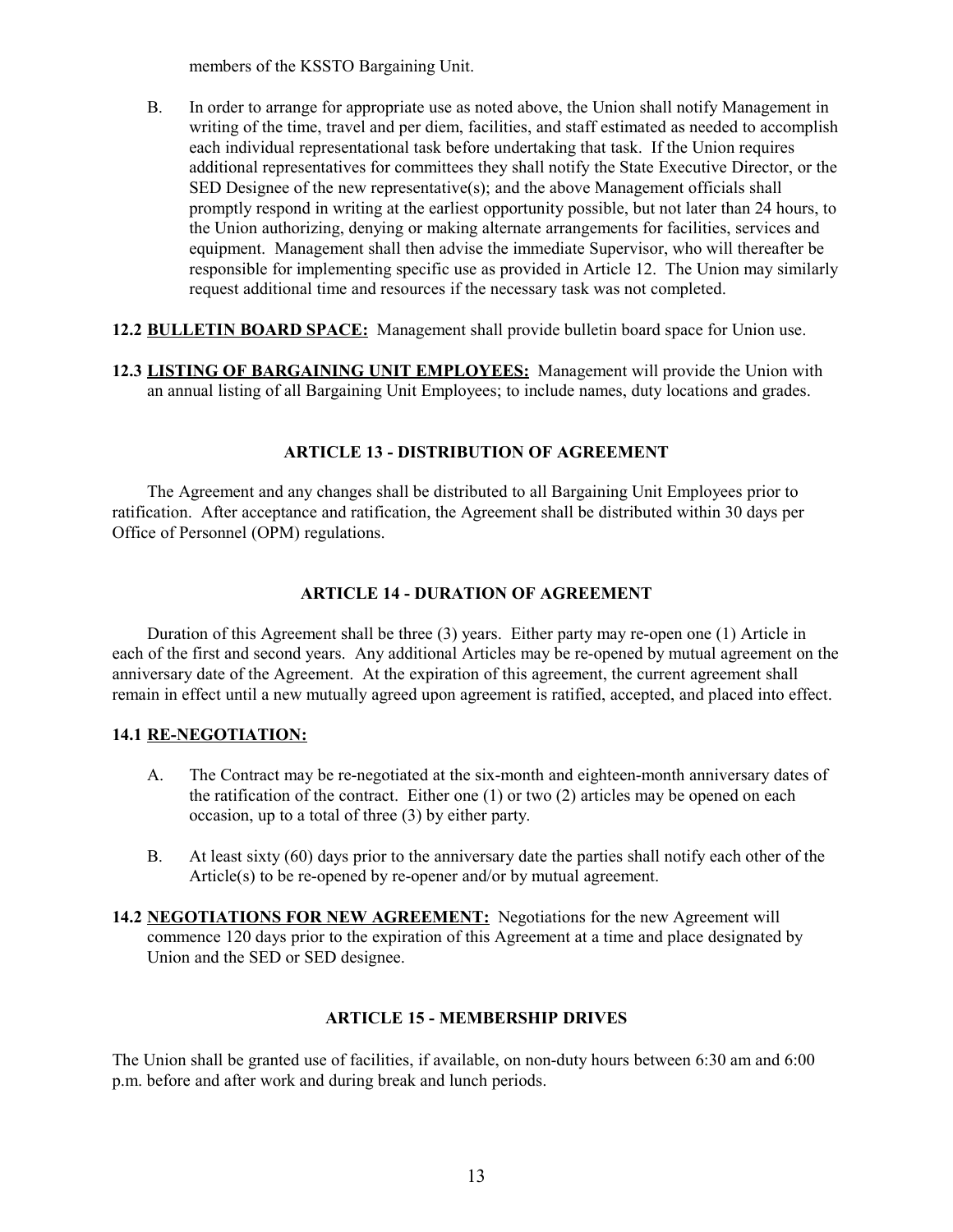members of the KSSTO Bargaining Unit.

B. In order to arrange for appropriate use as noted above, the Union shall notify Management in writing of the time, travel and per diem, facilities, and staff estimated as needed to accomplish each individual representational task before undertaking that task. If the Union requires additional representatives for committees they shall notify the State Executive Director, or the SED Designee of the new representative(s); and the above Management officials shall promptly respond in writing at the earliest opportunity possible, but not later than 24 hours, to the Union authorizing, denying or making alternate arrangements for facilities, services and equipment. Management shall then advise the immediate Supervisor, who will thereafter be responsible for implementing specific use as provided in Article 12. The Union may similarly request additional time and resources if the necessary task was not completed.

**12.2 BULLETIN BOARD SPACE:** Management shall provide bulletin board space for Union use.

**12.3 LISTING OF BARGAINING UNIT EMPLOYEES:** Management will provide the Union with an annual listing of all Bargaining Unit Employees; to include names, duty locations and grades.

## ARTICLE 13 - DISTRIBUTION OF AGREEMENT

The Agreement and any changes shall be distributed to all Bargaining Unit Employees prior to ratification. After acceptance and ratification, the Agreement shall be distributed within 30 days per Office of Personnel (OPM) regulations.

## ARTICLE 14 - DURATION OF AGREEMENT

Duration of this Agreement shall be three (3) years. Either party may re-open one (1) Article in each of the first and second years. Any additional Articles may be re-opened by mutual agreement on the anniversary date of the Agreement. At the expiration of this agreement, the current agreement shall remain in effect until a new mutually agreed upon agreement is ratified, accepted, and placed into effect.

**14.1 RE-NEGOTIATION:**

A. The Contract may be re-negotiated at the six-month and eighteen-month anniversary dates of the ratification of the contract. Either one (1) or two (2) articles may be opened on each occasion, up to a total of three (3) by either party.

B. At least sixty (60) days prior to the anniversary date the parties shall notify each other of the Article(s) to be re-opened by re-opener and/or by mutual agreement.

**14.2 NEGOTIATIONS FOR NEW AGREEMENT:** Negotiations for the new Agreement will commence 120 days prior to the expiration of this Agreement at a time and place designated by Union and the SED or SED designee.

## ARTICLE 15 - MEMBERSHIP DRIVES

The Union shall be granted use of facilities, if available, on non-duty hours between 6:30 am and 6:00 p.m. before and after work and during break and lunch periods.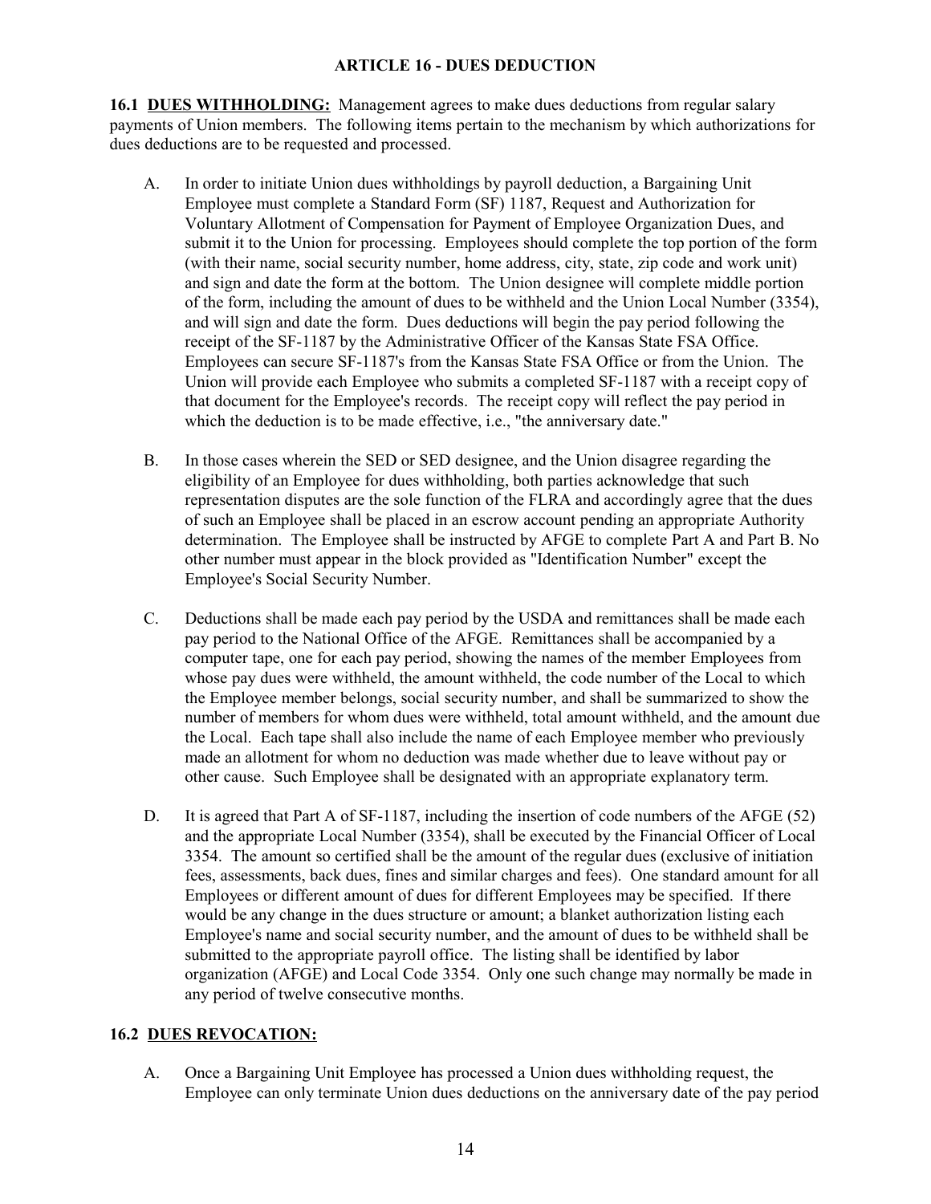## ARTICLE 16 - DUES DEDUCTION

**16.1 <u>DUES WITHHOLDING:</u>** Management agrees to make dues deductions from regular salary payments of Union members. The following items pertain to the mechanism by which authorizations for dues deductions are to be requested and processed.

A. In order to initiate Union dues withholdings by payroll deduction, a Bargaining Unit Employee must complete a Standard Form (SF) 1187, Request and Authorization for Voluntary Allotment of Compensation for Payment of Employee Organization Dues, and submit it to the Union for processing. Employees should complete the top portion of the form (with their name, social security number, home address, city, state, zip code and work unit) and sign and date the form at the bottom. The Union designee will complete middle portion of the form, including the amount of dues to be withheld and the Union Local Number (3354), and will sign and date the form. Dues deductions will begin the pay period following the receipt of the SF-1187 by the Administrative Officer of the Kansas State FSA Office. Employees can secure SF-1187's from the Kansas State FSA Office or from the Union. The Union will provide each Employee who submits a completed SF-1187 with a receipt copy of that document for the Employee's records. The receipt copy will reflect the pay period in which the deduction is to be made effective, i.e., "the anniversary date."

B. In those cases wherein the SED or SED designee, and the Union disagree regarding the eligibility of an Employee for dues withholding, both parties acknowledge that such representation disputes are the sole function of the FLRA and accordingly agree that the dues of such an Employee shall be placed in an escrow account pending an appropriate Authority determination. The Employee shall be instructed by AFGE to complete Part A and Part B. No other number must appear in the block provided as "Identification Number" except the Employee's Social Security Number.

C. Deductions shall be made each pay period by the USDA and remittances shall be made each pay period to the National Office of the AFGE. Remittances shall be accompanied by a computer tape, one for each pay period, showing the names of the member Employees from whose pay dues were withheld, the amount withheld, the code number of the Local to which the Employee member belongs, social security number, and shall be summarized to show the number of members for whom dues were withheld, total amount withheld, and the amount due the Local. Each tape shall also include the name of each Employee member who previously made an allotment for whom no deduction was made whether due to leave without pay or other cause. Such Employee shall be designated with an appropriate explanatory term.

D. It is agreed that Part A of SF-1187, including the insertion of code numbers of the AFGE (52) and the appropriate Local Number (3354), shall be executed by the Financial Officer of Local 3354. The amount so certified shall be the amount of the regular dues (exclusive of initiation fees, assessments, back dues, fines and similar charges and fees). One standard amount for all Employees or different amount of dues for different Employees may be specified. If there would be any change in the dues structure or amount; a blanket authorization listing each Employee's name and social security number, and the amount of dues to be withheld shall be submitted to the appropriate payroll office. The listing shall be identified by labor organization (AFGE) and Local Code 3354. Only one such change may normally be made in any period of twelve consecutive months.

**16.2 <u>DUES REVOCATION:</u>**

A. Once a Bargaining Unit Employee has processed a Union dues withholding request, the Employee can only terminate Union dues deductions on the anniversary date of the pay period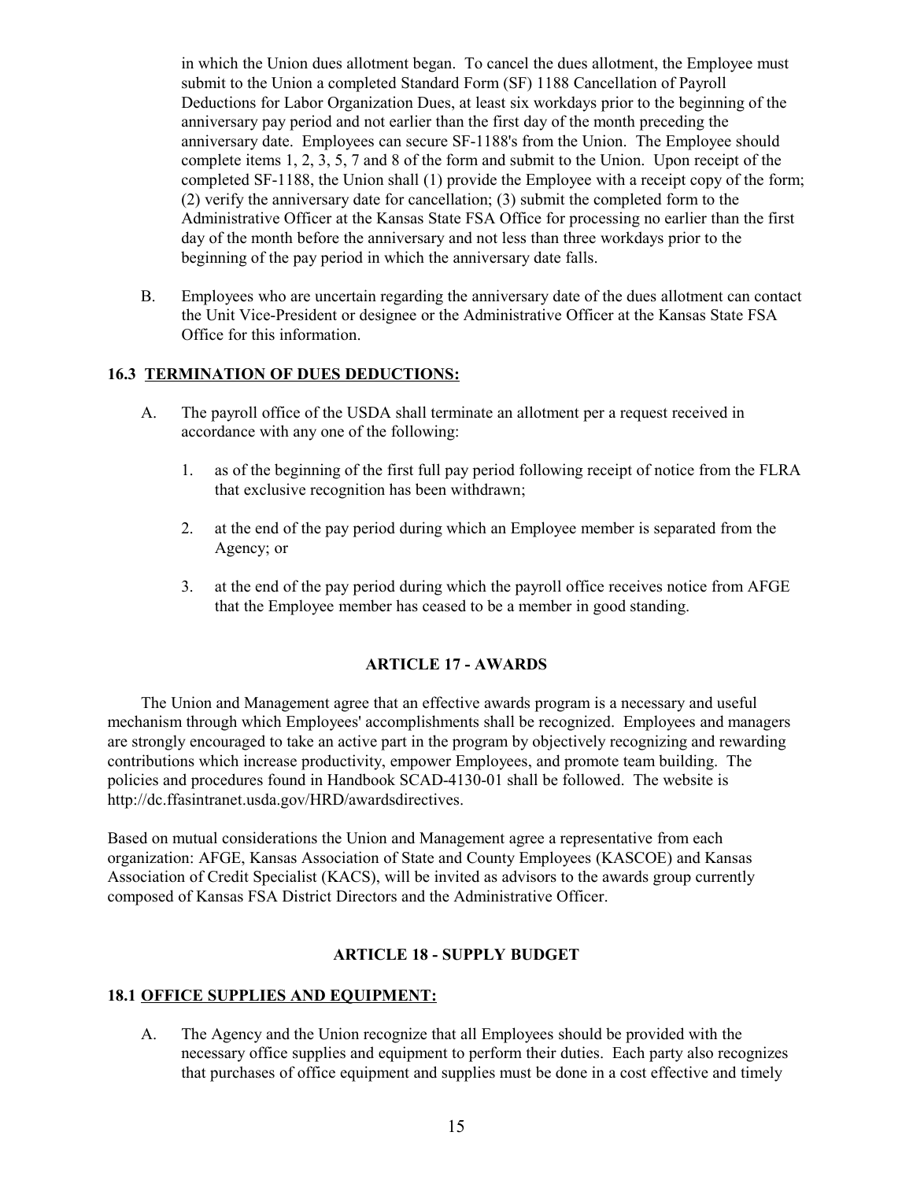in which the Union dues allotment began. To cancel the dues allotment, the Employee must submit to the Union a completed Standard Form (SF) 1188 Cancellation of Payroll Deductions for Labor Organization Dues, at least six workdays prior to the beginning of the anniversary pay period and not earlier than the first day of the month preceding the anniversary date. Employees can secure SF-1188's from the Union. The Employee should complete items 1, 2, 3, 5, 7 and 8 of the form and submit to the Union. Upon receipt of the completed SF-1188, the Union shall (1) provide the Employee with a receipt copy of the form; (2) verify the anniversary date for cancellation; (3) submit the completed form to the Administrative Officer at the Kansas State FSA Office for processing no earlier than the first day of the month before the anniversary and not less than three workdays prior to the beginning of the pay period in which the anniversary date falls.

B. Employees who are uncertain regarding the anniversary date of the dues allotment can contact the Unit Vice-President or designee or the Administrative Officer at the Kansas State FSA Office for this information.

### 16.3 TERMINATION OF DUES DEDUCTIONS:

A. The payroll office of the USDA shall terminate an allotment per a request received in accordance with any one of the following:

1. as of the beginning of the first full pay period following receipt of notice from the FLRA that exclusive recognition has been withdrawn;

2. at the end of the pay period during which an Employee member is separated from the Agency; or

3. at the end of the pay period during which the payroll office receives notice from AFGE that the Employee member has ceased to be a member in good standing.

## ARTICLE 17 - AWARDS

The Union and Management agree that an effective awards program is a necessary and useful mechanism through which Employees' accomplishments shall be recognized. Employees and managers are strongly encouraged to take an active part in the program by objectively recognizing and rewarding contributions which increase productivity, empower Employees, and promote team building. The policies and procedures found in Handbook SCAD-4130-01 shall be followed. The website is http://dc.ffasintranet.usda.gov/HRD/awardsdirectives.

Based on mutual considerations the Union and Management agree a representative from each organization: AFGE, Kansas Association of State and County Employees (KASCOE) and Kansas Association of Credit Specialist (KACS), will be invited as advisors to the awards group currently composed of Kansas FSA District Directors and the Administrative Officer.

## ARTICLE 18 - SUPPLY BUDGET

### 18.1 OFFICE SUPPLIES AND EQUIPMENT:

A. The Agency and the Union recognize that all Employees should be provided with the necessary office supplies and equipment to perform their duties. Each party also recognizes that purchases of office equipment and supplies must be done in a cost effective and timely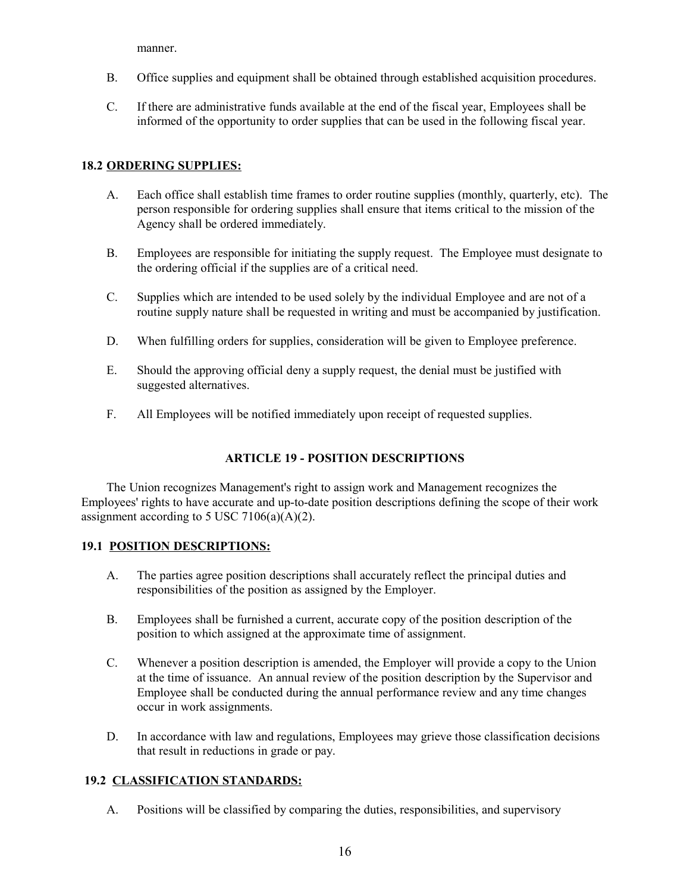manner.

B. Office supplies and equipment shall be obtained through established acquisition procedures.

C. If there are administrative funds available at the end of the fiscal year, Employees shall be informed of the opportunity to order supplies that can be used in the following fiscal year.

**18.2 <u>ORDERING SUPPLIES:</u>**

A. Each office shall establish time frames to order routine supplies (monthly, quarterly, etc). The person responsible for ordering supplies shall ensure that items critical to the mission of the Agency shall be ordered immediately.

B. Employees are responsible for initiating the supply request. The Employee must designate to the ordering official if the supplies are of a critical need.

C. Supplies which are intended to be used solely by the individual Employee and are not of a routine supply nature shall be requested in writing and must be accompanied by justification.

D. When fulfilling orders for supplies, consideration will be given to Employee preference.

E. Should the approving official deny a supply request, the denial must be justified with suggested alternatives.

F. All Employees will be notified immediately upon receipt of requested supplies.

## ARTICLE 19 - POSITION DESCRIPTIONS

The Union recognizes Management's right to assign work and Management recognizes the Employees' rights to have accurate and up-to-date position descriptions defining the scope of their work assignment according to 5 USC 7106(a)(A)(2).

**19.1 <u>POSITION DESCRIPTIONS:</u>**

A. The parties agree position descriptions shall accurately reflect the principal duties and responsibilities of the position as assigned by the Employer.

B. Employees shall be furnished a current, accurate copy of the position description of the position to which assigned at the approximate time of assignment.

C. Whenever a position description is amended, the Employer will provide a copy to the Union at the time of issuance. An annual review of the position description by the Supervisor and Employee shall be conducted during the annual performance review and any time changes occur in work assignments.

D. In accordance with law and regulations, Employees may grieve those classification decisions that result in reductions in grade or pay.

**19.2 <u>CLASSIFICATION STANDARDS:</u>**

A. Positions will be classified by comparing the duties, responsibilities, and supervisory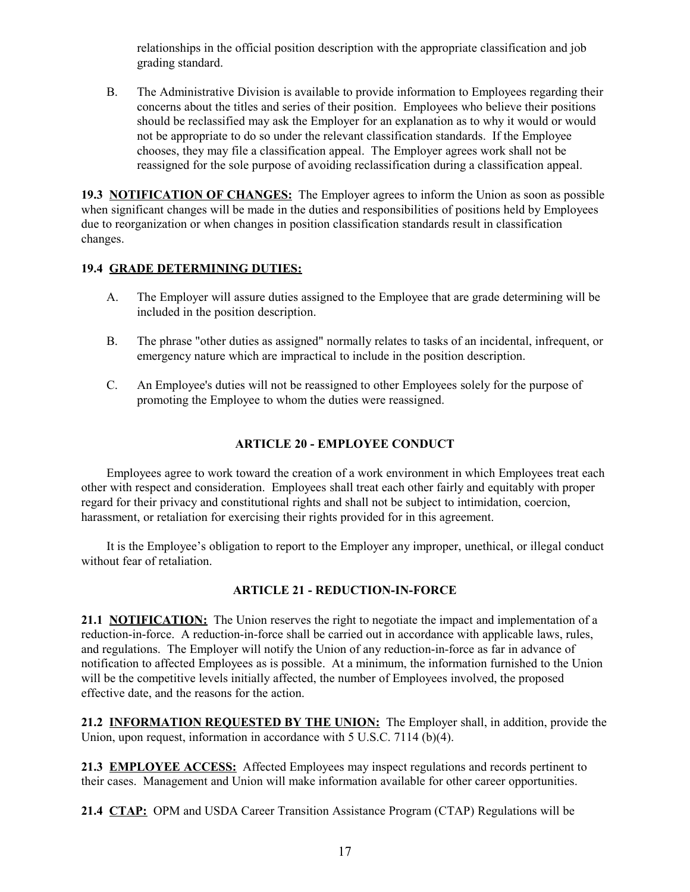relationships in the official position description with the appropriate classification and job grading standard.

B. The Administrative Division is available to provide information to Employees regarding their concerns about the titles and series of their position. Employees who believe their positions should be reclassified may ask the Employer for an explanation as to why it would or would not be appropriate to do so under the relevant classification standards. If the Employee chooses, they may file a classification appeal. The Employer agrees work shall not be reassigned for the sole purpose of avoiding reclassification during a classification appeal.

**19.3 NOTIFICATION OF CHANGES:** The Employer agrees to inform the Union as soon as possible when significant changes will be made in the duties and responsibilities of positions held by Employees due to reorganization or when changes in position classification standards result in classification changes.

**19.4 GRADE DETERMINING DUTIES:**

A. The Employer will assure duties assigned to the Employee that are grade determining will be included in the position description.

B. The phrase "other duties as assigned" normally relates to tasks of an incidental, infrequent, or emergency nature which are impractical to include in the position description.

C. An Employee's duties will not be reassigned to other Employees solely for the purpose of promoting the Employee to whom the duties were reassigned.

## ARTICLE 20 - EMPLOYEE CONDUCT

Employees agree to work toward the creation of a work environment in which Employees treat each other with respect and consideration. Employees shall treat each other fairly and equitably with proper regard for their privacy and constitutional rights and shall not be subject to intimidation, coercion, harassment, or retaliation for exercising their rights provided for in this agreement.

It is the Employee's obligation to report to the Employer any improper, unethical, or illegal conduct without fear of retaliation.

## ARTICLE 21 - REDUCTION-IN-FORCE

**21.1 NOTIFICATION:** The Union reserves the right to negotiate the impact and implementation of a reduction-in-force. A reduction-in-force shall be carried out in accordance with applicable laws, rules, and regulations. The Employer will notify the Union of any reduction-in-force as far in advance of notification to affected Employees as is possible. At a minimum, the information furnished to the Union will be the competitive levels initially affected, the number of Employees involved, the proposed effective date, and the reasons for the action.

**21.2 INFORMATION REQUESTED BY THE UNION:** The Employer shall, in addition, provide the Union, upon request, information in accordance with 5 U.S.C. 7114 (b)(4).

**21.3 EMPLOYEE ACCESS:** Affected Employees may inspect regulations and records pertinent to their cases. Management and Union will make information available for other career opportunities.

**21.4 CTAP:** OPM and USDA Career Transition Assistance Program (CTAP) Regulations will be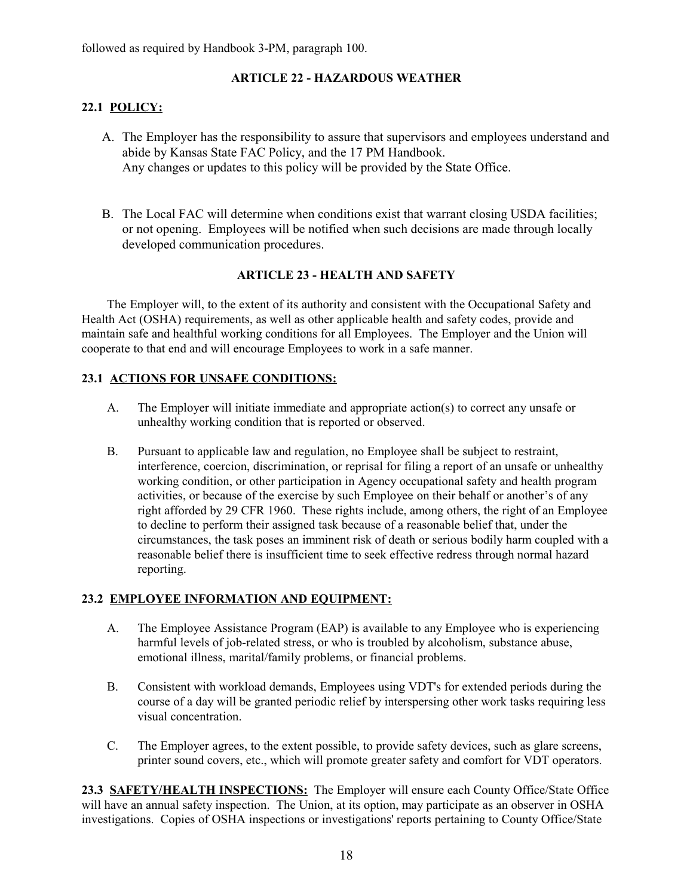followed as required by Handbook 3-PM, paragraph 100.

## ARTICLE 22 - HAZARDOUS WEATHER

### 22.1 POLICY:

A. The Employer has the responsibility to assure that supervisors and employees understand and abide by Kansas State FAC Policy, and the 17 PM Handbook.
Any changes or updates to this policy will be provided by the State Office.

B. The Local FAC will determine when conditions exist that warrant closing USDA facilities; or not opening. Employees will be notified when such decisions are made through locally developed communication procedures.

## ARTICLE 23 - HEALTH AND SAFETY

The Employer will, to the extent of its authority and consistent with the Occupational Safety and Health Act (OSHA) requirements, as well as other applicable health and safety codes, provide and maintain safe and healthful working conditions for all Employees. The Employer and the Union will cooperate to that end and will encourage Employees to work in a safe manner.

### 23.1 ACTIONS FOR UNSAFE CONDITIONS:

A. The Employer will initiate immediate and appropriate action(s) to correct any unsafe or unhealthy working condition that is reported or observed.

B. Pursuant to applicable law and regulation, no Employee shall be subject to restraint, interference, coercion, discrimination, or reprisal for filing a report of an unsafe or unhealthy working condition, or other participation in Agency occupational safety and health program activities, or because of the exercise by such Employee on their behalf or another's of any right afforded by 29 CFR 1960. These rights include, among others, the right of an Employee to decline to perform their assigned task because of a reasonable belief that, under the circumstances, the task poses an imminent risk of death or serious bodily harm coupled with a reasonable belief there is insufficient time to seek effective redress through normal hazard reporting.

### 23.2 EMPLOYEE INFORMATION AND EQUIPMENT:

A. The Employee Assistance Program (EAP) is available to any Employee who is experiencing harmful levels of job-related stress, or who is troubled by alcoholism, substance abuse, emotional illness, marital/family problems, or financial problems.

B. Consistent with workload demands, Employees using VDT's for extended periods during the course of a day will be granted periodic relief by interspersing other work tasks requiring less visual concentration.

C. The Employer agrees, to the extent possible, to provide safety devices, such as glare screens, printer sound covers, etc., which will promote greater safety and comfort for VDT operators.

**23.3 SAFETY/HEALTH INSPECTIONS:** The Employer will ensure each County Office/State Office will have an annual safety inspection. The Union, at its option, may participate as an observer in OSHA investigations. Copies of OSHA inspections or investigations' reports pertaining to County Office/State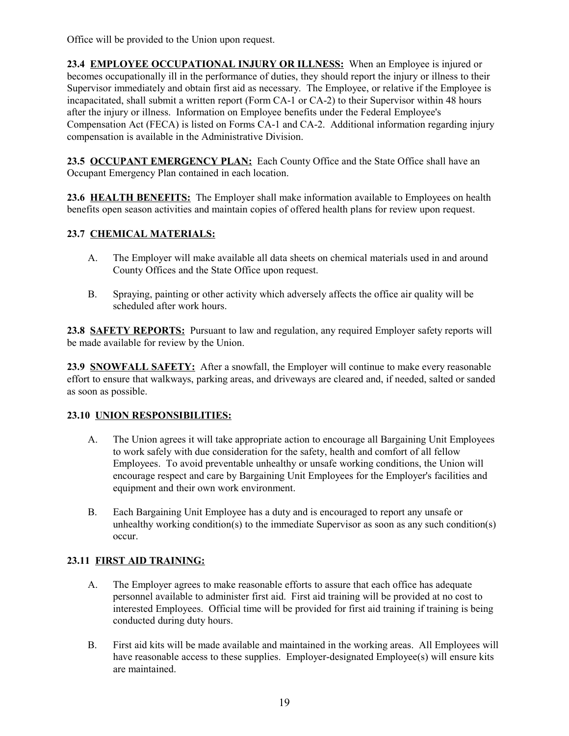Office will be provided to the Union upon request.

**23.4 EMPLOYEE OCCUPATIONAL INJURY OR ILLNESS:** When an Employee is injured or becomes occupationally ill in the performance of duties, they should report the injury or illness to their Supervisor immediately and obtain first aid as necessary. The Employee, or relative if the Employee is incapacitated, shall submit a written report (Form CA-1 or CA-2) to their Supervisor within 48 hours after the injury or illness. Information on Employee benefits under the Federal Employee's Compensation Act (FECA) is listed on Forms CA-1 and CA-2. Additional information regarding injury compensation is available in the Administrative Division.

**23.5 OCCUPANT EMERGENCY PLAN:** Each County Office and the State Office shall have an Occupant Emergency Plan contained in each location.

**23.6 HEALTH BENEFITS:** The Employer shall make information available to Employees on health benefits open season activities and maintain copies of offered health plans for review upon request.

**23.7 CHEMICAL MATERIALS:**

A. The Employer will make available all data sheets on chemical materials used in and around County Offices and the State Office upon request.

B. Spraying, painting or other activity which adversely affects the office air quality will be scheduled after work hours.

**23.8 SAFETY REPORTS:** Pursuant to law and regulation, any required Employer safety reports will be made available for review by the Union.

**23.9 SNOWFALL SAFETY:** After a snowfall, the Employer will continue to make every reasonable effort to ensure that walkways, parking areas, and driveways are cleared and, if needed, salted or sanded as soon as possible.

**23.10 UNION RESPONSIBILITIES:**

A. The Union agrees it will take appropriate action to encourage all Bargaining Unit Employees to work safely with due consideration for the safety, health and comfort of all fellow Employees. To avoid preventable unhealthy or unsafe working conditions, the Union will encourage respect and care by Bargaining Unit Employees for the Employer's facilities and equipment and their own work environment.

B. Each Bargaining Unit Employee has a duty and is encouraged to report any unsafe or unhealthy working condition(s) to the immediate Supervisor as soon as any such condition(s) occur.

**23.11 FIRST AID TRAINING:**

A. The Employer agrees to make reasonable efforts to assure that each office has adequate personnel available to administer first aid. First aid training will be provided at no cost to interested Employees. Official time will be provided for first aid training if training is being conducted during duty hours.

B. First aid kits will be made available and maintained in the working areas. All Employees will have reasonable access to these supplies. Employer-designated Employee(s) will ensure kits are maintained.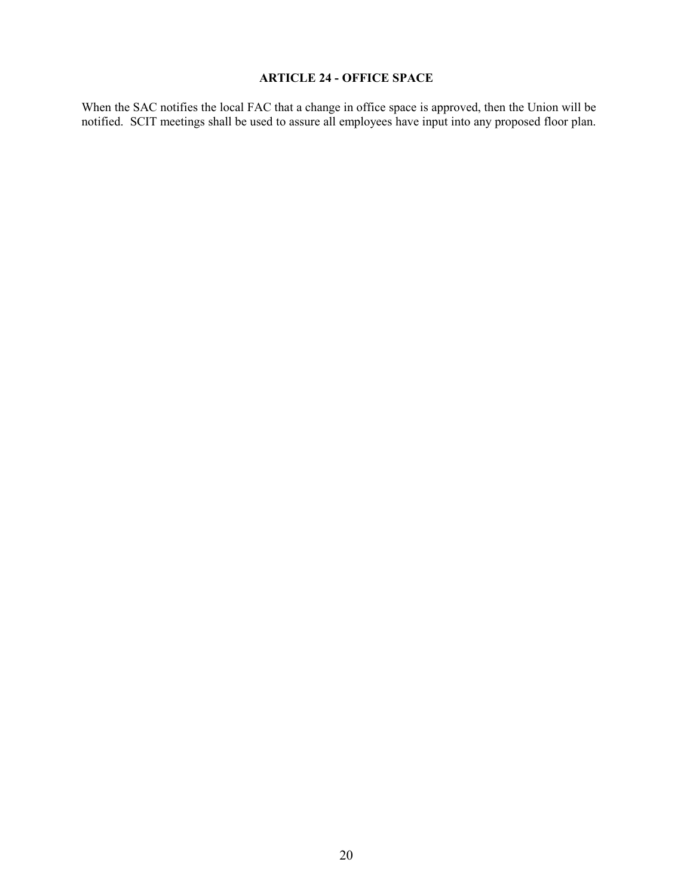## ARTICLE 24 - OFFICE SPACE

When the SAC notifies the local FAC that a change in office space is approved, then the Union will be notified. SCIT meetings shall be used to assure all employees have input into any proposed floor plan.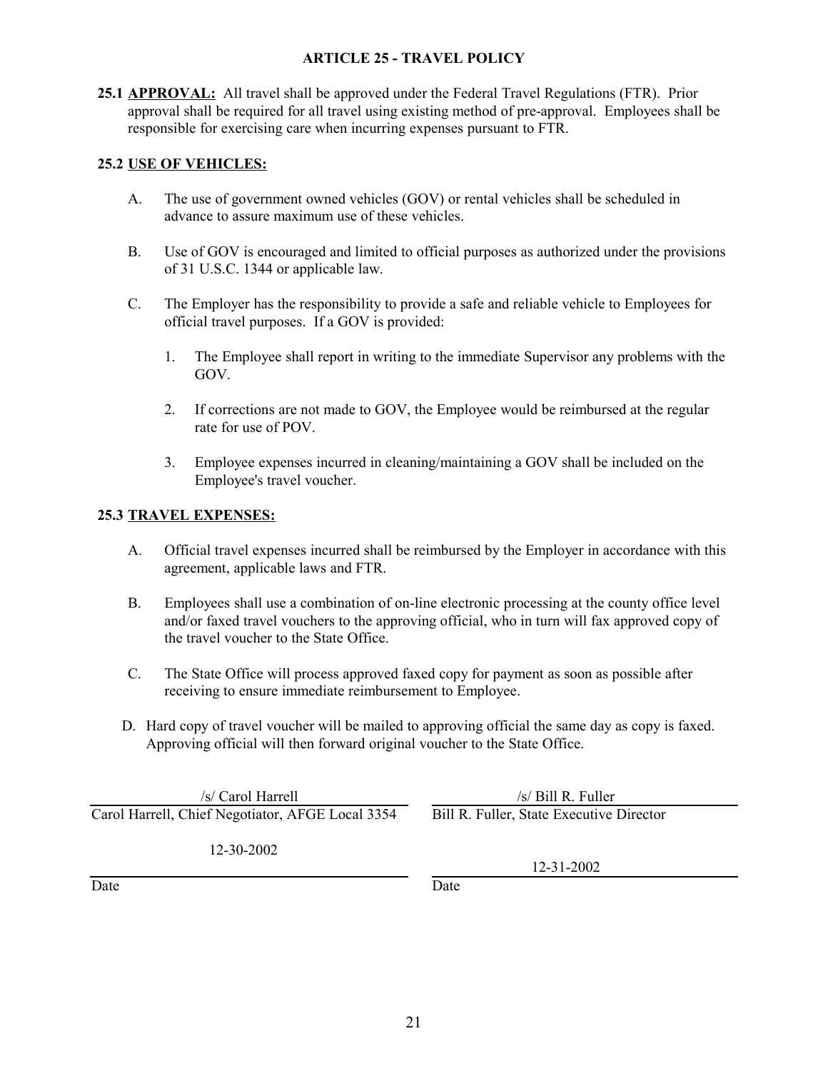## ARTICLE 25 - TRAVEL POLICY

**25.1 APPROVAL:** All travel shall be approved under the Federal Travel Regulations (FTR). Prior approval shall be required for all travel using existing method of pre-approval. Employees shall be responsible for exercising care when incurring expenses pursuant to FTR.

**25.2 USE OF VEHICLES:**

A. The use of government owned vehicles (GOV) or rental vehicles shall be scheduled in advance to assure maximum use of these vehicles.

B. Use of GOV is encouraged and limited to official purposes as authorized under the provisions of 31 U.S.C. 1344 or applicable law.

C. The Employer has the responsibility to provide a safe and reliable vehicle to Employees for official travel purposes. If a GOV is provided:

1. The Employee shall report in writing to the immediate Supervisor any problems with the GOV.

2. If corrections are not made to GOV, the Employee would be reimbursed at the regular rate for use of POV.

3. Employee expenses incurred in cleaning/maintaining a GOV shall be included on the Employee's travel voucher.

**25.3 TRAVEL EXPENSES:**

A. Official travel expenses incurred shall be reimbursed by the Employer in accordance with this agreement, applicable laws and FTR.

B. Employees shall use a combination of on-line electronic processing at the county office level and/or faxed travel vouchers to the approving official, who in turn will fax approved copy of the travel voucher to the State Office.

C. The State Office will process approved faxed copy for payment as soon as possible after receiving to ensure immediate reimbursement to Employee.

D. Hard copy of travel voucher will be mailed to approving official the same day as copy is faxed. Approving official will then forward original voucher to the State Office.

/s/ Carol Harrell
Carol Harrell, Chief Negotiator, AFGE Local 3354

12-30-2002
Date

/s/ Bill R. Fuller
Bill R. Fuller, State Executive Director

12-31-2002
Date